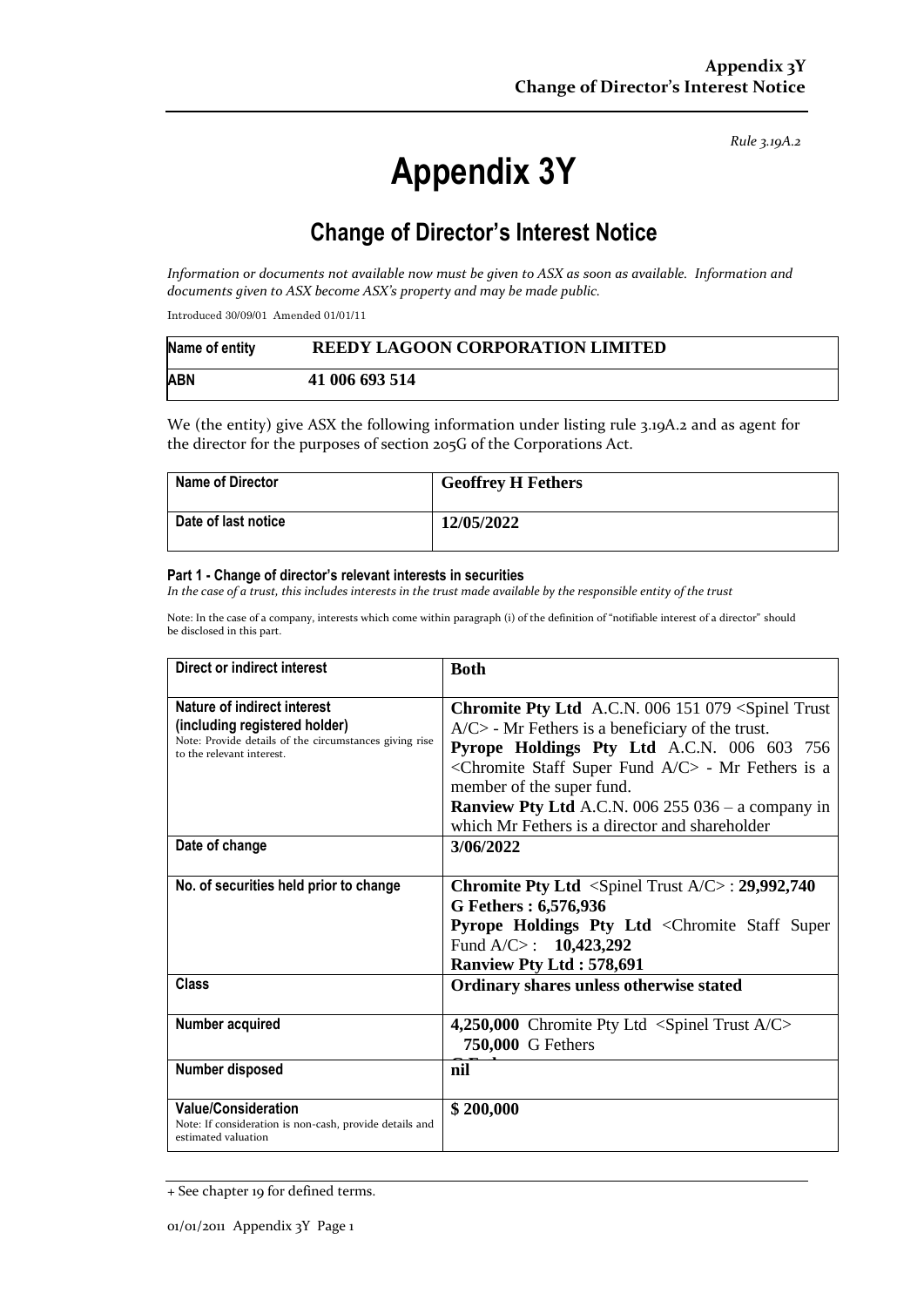*Rule 3.19A.2*

# Appendix 3Y

## Change of Director's Interest Notice

*Information or documents not available now must be given to ASX as soon as available. Information and documents given to ASX become ASX's property and may be made public.*

Introduced 30/09/01 Amended 01/01/11

| Name of entity | **REEDY LAGOON CORPORATION LIMITED** |
|---|---|
| **ABN** | **41 006 693 514** |

We (the entity) give ASX the following information under listing rule 3.19A.2 and as agent for the director for the purposes of section 205G of the Corporations Act.

| Name of Director | **Geoffrey H Fethers** |
|---|---|
| **Date of last notice** | **12/05/2022** |

#### Part 1 - Change of director's relevant interests in securities

*In the case of a trust, this includes interests in the trust made available by the responsible entity of the trust*

Note: In the case of a company, interests which come within paragraph (i) of the definition of "notifiable interest of a director" should be disclosed in this part.

| Direct or indirect interest | **Both** |
|---|---|
| **Nature of indirect interest (including registered holder)**<br>Note: Provide details of the circumstances giving rise to the relevant interest. | **Chromite Pty Ltd** A.C.N. 006 151 079 <Spinel Trust A/C> - Mr Fethers is a beneficiary of the trust.<br>**Pyrope Holdings Pty Ltd** A.C.N. 006 603 756 <Chromite Staff Super Fund A/C> - Mr Fethers is a member of the super fund.<br>**Ranview Pty Ltd** A.C.N. 006 255 036 – a company in which Mr Fethers is a director and shareholder |
| **Date of change** | **3/06/2022** |
| **No. of securities held prior to change** | **Chromite Pty Ltd** <Spinel Trust A/C> : **29,992,740**<br>**G Fethers : 6,576,936**<br>**Pyrope Holdings Pty Ltd** <Chromite Staff Super Fund A/C> : **10,423,292**<br>**Ranview Pty Ltd : 578,691** |
| **Class** | **Ordinary shares unless otherwise stated** |
| **Number acquired** | **4,250,000** Chromite Pty Ltd <Spinel Trust A/C><br>**750,000** G Fethers |
| **Number disposed** | **nil** |
| **Value/Consideration**<br>Note: If consideration is non-cash, provide details and estimated valuation | **$ 200,000** |

+ See chapter 19 for defined terms.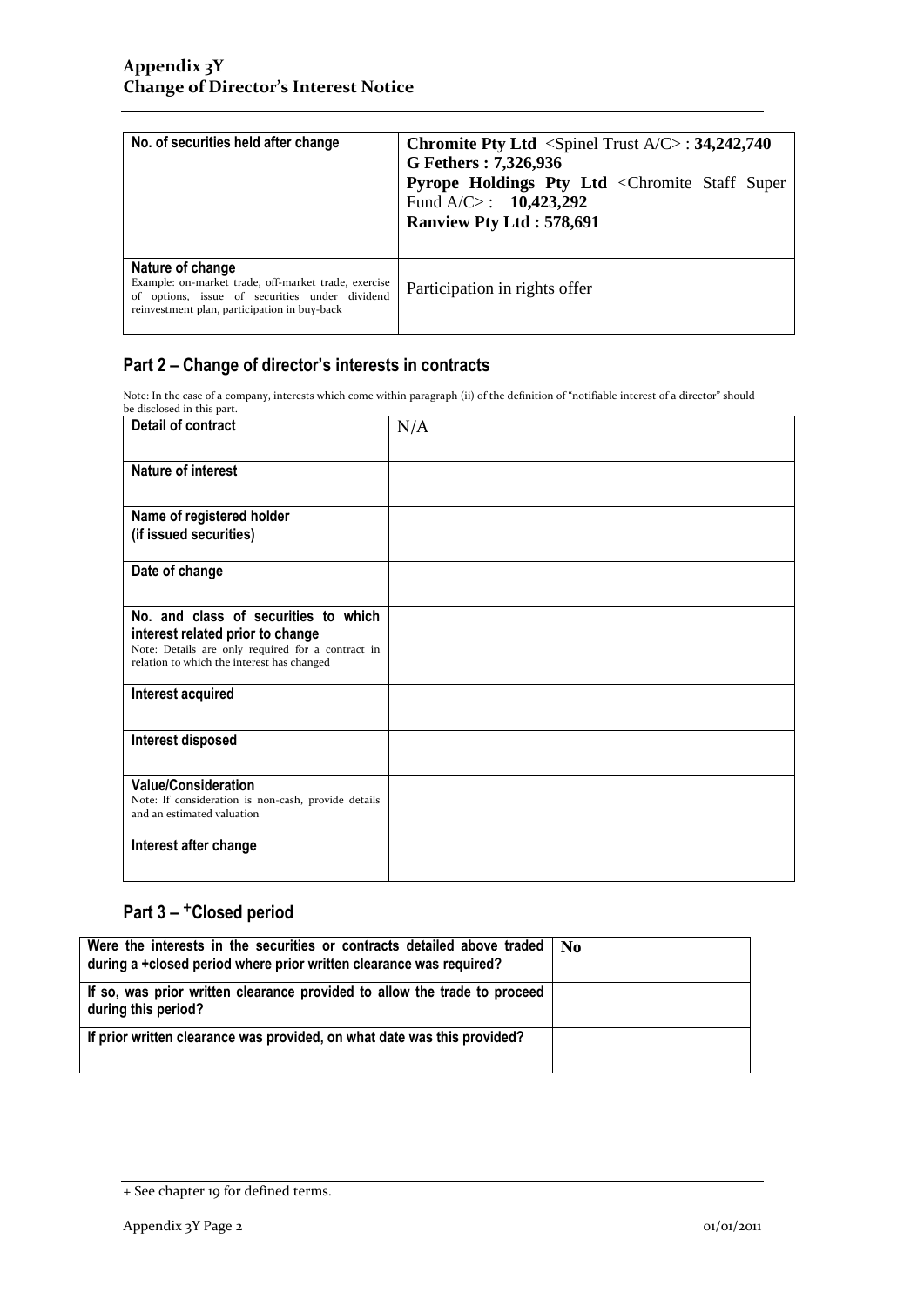| No. of securities held after change | **Chromite Pty Ltd** <Spinel Trust A/C> : **34,242,740**<br>**G Fethers : 7,326,936**<br>**Pyrope Holdings Pty Ltd** <Chromite Staff Super Fund A/C> : **10,423,292**<br>**Ranview Pty Ltd : 578,691** |
|---|---|
| **Nature of change**<br>Example: on-market trade, off-market trade, exercise of options, issue of securities under dividend reinvestment plan, participation in buy-back | Participation in rights offer |

## Part 2 – Change of director's interests in contracts

Note: In the case of a company, interests which come within paragraph (ii) of the definition of "notifiable interest of a director" should be disclosed in this part.

| Detail of contract | N/A |
|---|---|
| **Nature of interest** | |
| **Name of registered holder (if issued securities)** | |
| **Date of change** | |
| **No. and class of securities to which interest related prior to change**<br>Note: Details are only required for a contract in relation to which the interest has changed | |
| **Interest acquired** | |
| **Interest disposed** | |
| **Value/Consideration**<br>Note: If consideration is non-cash, provide details and an estimated valuation | |
| **Interest after change** | |

## Part 3 – +Closed period

| Were the interests in the securities or contracts detailed above traded during a +closed period where prior written clearance was required? | **No** |
|---|---|
| **If so, was prior written clearance provided to allow the trade to proceed during this period?** | |
| **If prior written clearance was provided, on what date was this provided?** | |

+ See chapter 19 for defined terms.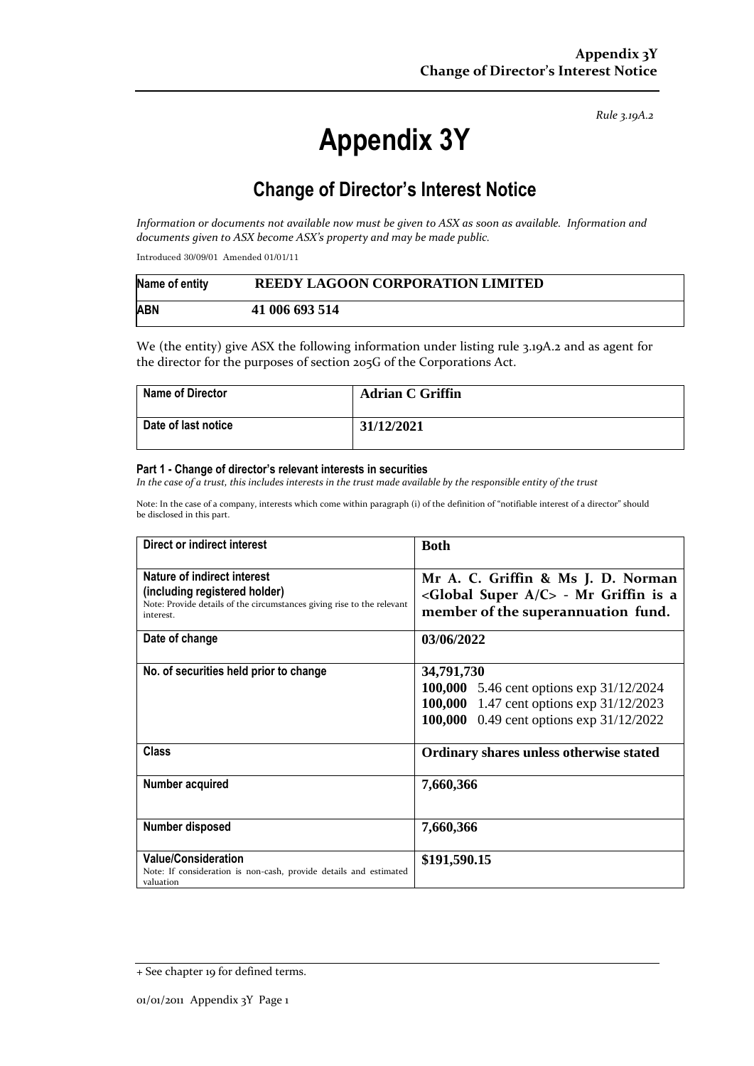*Rule 3.19A.2*

# Appendix 3Y

## Change of Director's Interest Notice

*Information or documents not available now must be given to ASX as soon as available. Information and documents given to ASX become ASX's property and may be made public.*

Introduced 30/09/01 Amended 01/01/11

| Name of entity | REEDY LAGOON CORPORATION LIMITED |
|---|---|
| ABN | 41 006 693 514 |

We (the entity) give ASX the following information under listing rule 3.19A.2 and as agent for the director for the purposes of section 205G of the Corporations Act.

| Name of Director | Adrian C Griffin |
|---|---|
| Date of last notice | 31/12/2021 |

#### Part 1 - Change of director's relevant interests in securities

*In the case of a trust, this includes interests in the trust made available by the responsible entity of the trust*

Note: In the case of a company, interests which come within paragraph (i) of the definition of "notifiable interest of a director" should be disclosed in this part.

| | |
|---|---|
| **Direct or indirect interest** | **Both** |
| **Nature of indirect interest (including registered holder)**<br>Note: Provide details of the circumstances giving rise to the relevant interest. | **Mr A. C. Griffin & Ms J. D. Norman <Global Super A/C> - Mr Griffin is a member of the superannuation fund.** |
| **Date of change** | **03/06/2022** |
| **No. of securities held prior to change** | **34,791,730**<br>**100,000** 5.46 cent options exp 31/12/2024<br>**100,000** 1.47 cent options exp 31/12/2023<br>**100,000** 0.49 cent options exp 31/12/2022 |
| **Class** | **Ordinary shares unless otherwise stated** |
| **Number acquired** | **7,660,366** |
| **Number disposed** | **7,660,366** |
| **Value/Consideration**<br>Note: If consideration is non-cash, provide details and estimated valuation | **$191,590.15** |

+ See chapter 19 for defined terms.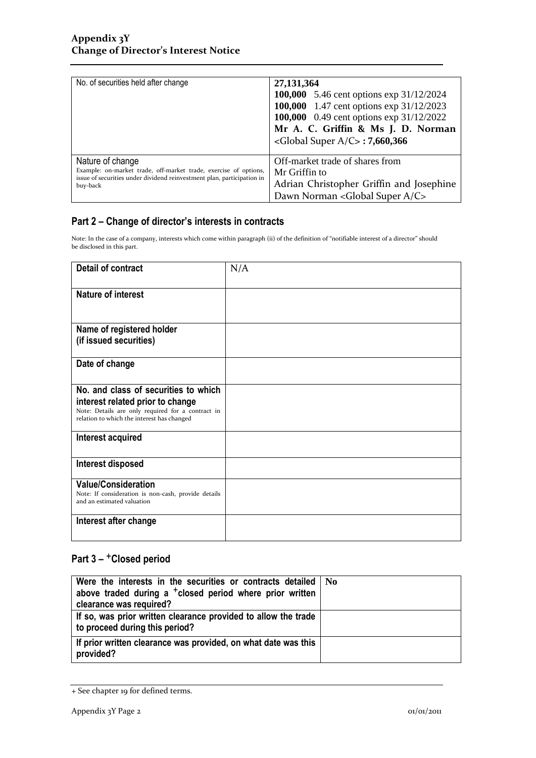## Appendix 3Y
## Change of Director's Interest Notice

| | |
|---|---|
| No. of securities held after change | **27,131,364**<br>**100,000** 5.46 cent options exp 31/12/2024<br>**100,000** 1.47 cent options exp 31/12/2023<br>**100,000** 0.49 cent options exp 31/12/2022<br>**Mr A. C. Griffin & Ms J. D. Norman** <Global Super A/C> **: 7,660,366** |
| Nature of change<br>Example: on-market trade, off-market trade, exercise of options, issue of securities under dividend reinvestment plan, participation in buy-back | Off-market trade of shares from Mr Griffin to Adrian Christopher Griffin and Josephine Dawn Norman <Global Super A/C> |

## Part 2 – Change of director's interests in contracts

Note: In the case of a company, interests which come within paragraph (ii) of the definition of "notifiable interest of a director" should be disclosed in this part.

| | |
|---|---|
| **Detail of contract** | N/A |
| **Nature of interest** | |
| **Name of registered holder (if issued securities)** | |
| **Date of change** | |
| **No. and class of securities to which interest related prior to change**<br>Note: Details are only required for a contract in relation to which the interest has changed | |
| **Interest acquired** | |
| **Interest disposed** | |
| **Value/Consideration**<br>Note: If consideration is non-cash, provide details and an estimated valuation | |
| **Interest after change** | |

## Part 3 – +Closed period

| | |
|---|---|
| **Were the interests in the securities or contracts detailed above traded during a +closed period where prior written clearance was required?** | **No** |
| **If so, was prior written clearance provided to allow the trade to proceed during this period?** | |
| **If prior written clearance was provided, on what date was this provided?** | |

+ See chapter 19 for defined terms.